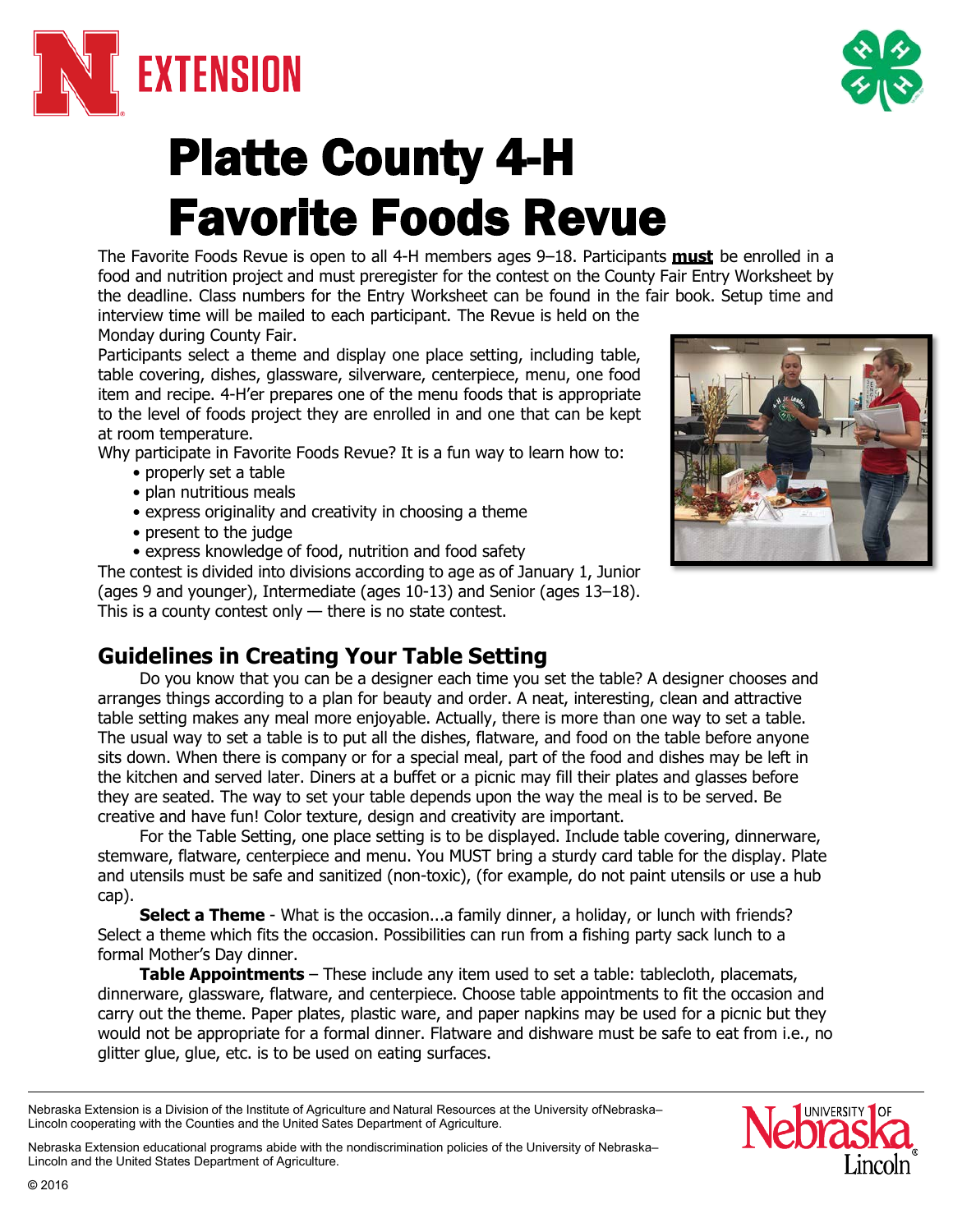# Platte County 4-H Favorite Foods Revue

The Favorite Foods Revue is open to all 4-H members ages 9–18. Participants **must** be enrolled in a food and nutrition project and must preregister for the contest on the County Fair Entry Worksheet by the deadline. Class numbers for the Entry Worksheet can be found in the fair book. Setup time and interview time will be mailed to each participant. The Revue is held on the Monday during County Fair.

Participants select a theme and display one place setting, including table, table covering, dishes, glassware, silverware, centerpiece, menu, one food item and recipe. 4-H'er prepares one of the menu foods that is appropriate to the level of foods project they are enrolled in and one that can be kept at room temperature.

Why participate in Favorite Foods Revue? It is a fun way to learn how to:

- properly set a table
- plan nutritious meals
- express originality and creativity in choosing a theme
- present to the judge
- express knowledge of food, nutrition and food safety

The contest is divided into divisions according to age as of January 1, Junior (ages 9 and younger), Intermediate (ages 10-13) and Senior (ages 13–18). This is a county contest only — there is no state contest.

## Guidelines in Creating Your Table Setting

Do you know that you can be a designer each time you set the table? A designer chooses and arranges things according to a plan for beauty and order. A neat, interesting, clean and attractive table setting makes any meal more enjoyable. Actually, there is more than one way to set a table. The usual way to set a table is to put all the dishes, flatware, and food on the table before anyone sits down. When there is company or for a special meal, part of the food and dishes may be left in the kitchen and served later. Diners at a buffet or a picnic may fill their plates and glasses before they are seated. The way to set your table depends upon the way the meal is to be served. Be creative and have fun! Color texture, design and creativity are important.

For the Table Setting, one place setting is to be displayed. Include table covering, dinnerware, stemware, flatware, centerpiece and menu. You MUST bring a sturdy card table for the display. Plate and utensils must be safe and sanitized (non-toxic), (for example, do not paint utensils or use a hub cap).

**Select a Theme** - What is the occasion...a family dinner, a holiday, or lunch with friends? Select a theme which fits the occasion. Possibilities can run from a fishing party sack lunch to a formal Mother's Day dinner.

**Table Appointments** – These include any item used to set a table: tablecloth, placemats, dinnerware, glassware, flatware, and centerpiece. Choose table appointments to fit the occasion and carry out the theme. Paper plates, plastic ware, and paper napkins may be used for a picnic but they would not be appropriate for a formal dinner. Flatware and dishware must be safe to eat from i.e., no glitter glue, glue, etc. is to be used on eating surfaces.

Nebraska Extension is a Division of the Institute of Agriculture and Natural Resources at the University ofNebraska–Lincoln cooperating with the Counties and the United Sates Department of Agriculture.

Nebraska Extension educational programs abide with the nondiscrimination policies of the University of Nebraska–Lincoln and the United States Department of Agriculture.

© 2016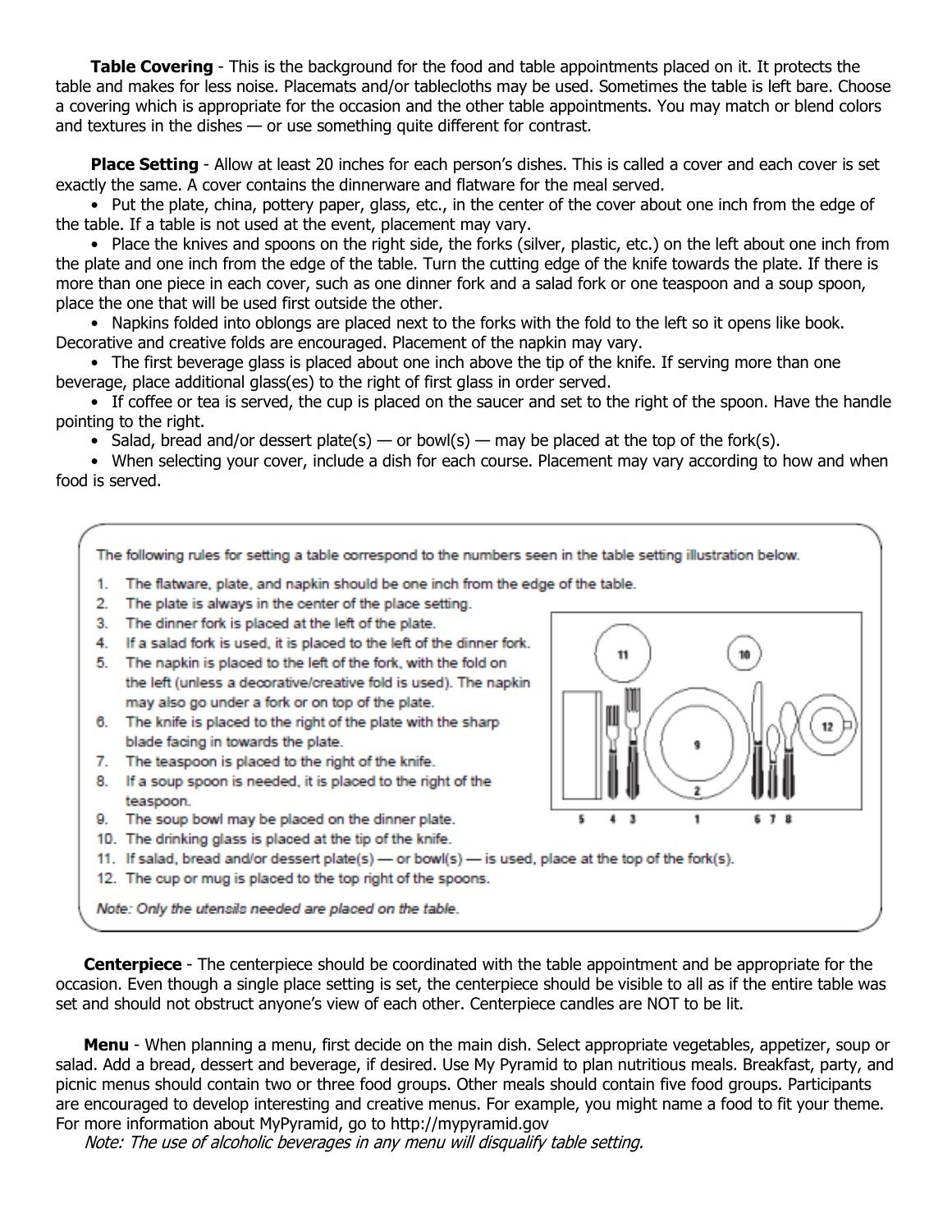**Table Covering** - This is the background for the food and table appointments placed on it. It protects the table and makes for less noise. Placemats and/or tablecloths may be used. Sometimes the table is left bare. Choose a covering which is appropriate for the occasion and the other table appointments. You may match or blend colors and textures in the dishes — or use something quite different for contrast.

**Place Setting** - Allow at least 20 inches for each person's dishes. This is called a cover and each cover is set exactly the same. A cover contains the dinnerware and flatware for the meal served.

- Put the plate, china, pottery paper, glass, etc., in the center of the cover about one inch from the edge of the table. If a table is not used at the event, placement may vary.
- Place the knives and spoons on the right side, the forks (silver, plastic, etc.) on the left about one inch from the plate and one inch from the edge of the table. Turn the cutting edge of the knife towards the plate. If there is more than one piece in each cover, such as one dinner fork and a salad fork or one teaspoon and a soup spoon, place the one that will be used first outside the other.
- Napkins folded into oblongs are placed next to the forks with the fold to the left so it opens like book. Decorative and creative folds are encouraged. Placement of the napkin may vary.
- The first beverage glass is placed about one inch above the tip of the knife. If serving more than one beverage, place additional glass(es) to the right of first glass in order served.
- If coffee or tea is served, the cup is placed on the saucer and set to the right of the spoon. Have the handle pointing to the right.
- Salad, bread and/or dessert plate(s) — or bowl(s) — may be placed at the top of the fork(s).
- When selecting your cover, include a dish for each course. Placement may vary according to how and when food is served.

The following rules for setting a table correspond to the numbers seen in the table setting illustration below.

1. The flatware, plate, and napkin should be one inch from the edge of the table.
2. The plate is always in the center of the place setting.
3. The dinner fork is placed at the left of the plate.
4. If a salad fork is used, it is placed to the left of the dinner fork.
5. The napkin is placed to the left of the fork, with the fold on the left (unless a decorative/creative fold is used). The napkin may also go under a fork or on top of the plate.
6. The knife is placed to the right of the plate with the sharp blade facing in towards the plate.
7. The teaspoon is placed to the right of the knife.
8. If a soup spoon is needed, it is placed to the right of the teaspoon.
9. The soup bowl may be placed on the dinner plate.
10. The drinking glass is placed at the tip of the knife.
11. If salad, bread and/or dessert plate(s) — or bowl(s) — is used, place at the top of the fork(s).
12. The cup or mug is placed to the top right of the spoons.

*Note: Only the utensils needed are placed on the table.*

**Centerpiece** - The centerpiece should be coordinated with the table appointment and be appropriate for the occasion. Even though a single place setting is set, the centerpiece should be visible to all as if the entire table was set and should not obstruct anyone's view of each other. Centerpiece candles are NOT to be lit.

**Menu** - When planning a menu, first decide on the main dish. Select appropriate vegetables, appetizer, soup or salad. Add a bread, dessert and beverage, if desired. Use My Pyramid to plan nutritious meals. Breakfast, party, and picnic menus should contain two or three food groups. Other meals should contain five food groups. Participants are encouraged to develop interesting and creative menus. For example, you might name a food to fit your theme. For more information about MyPyramid, go to http://mypyramid.gov

*Note: The use of alcoholic beverages in any menu will disqualify table setting.*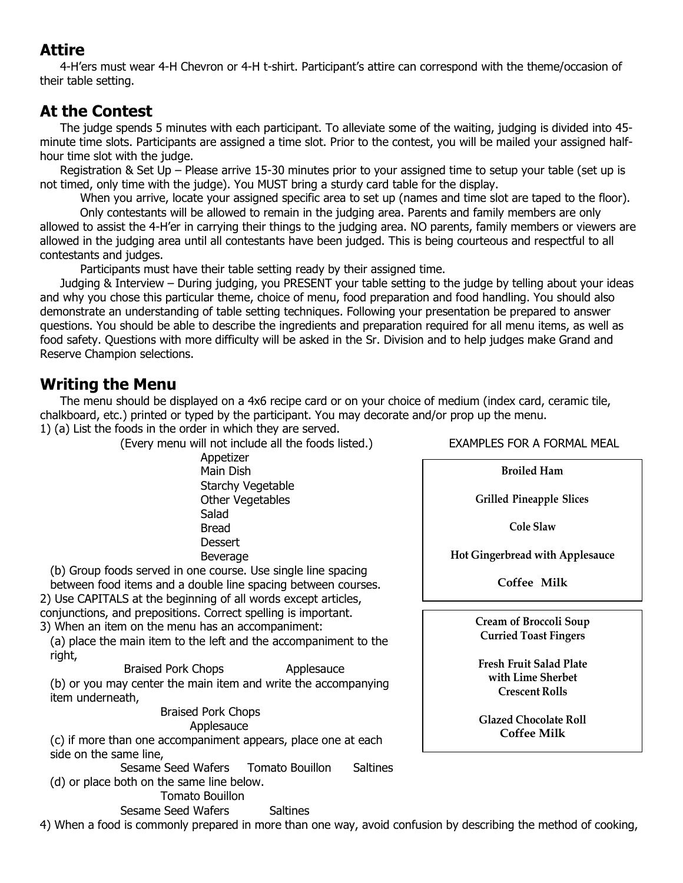## Attire

4-H'ers must wear 4-H Chevron or 4-H t-shirt. Participant's attire can correspond with the theme/occasion of their table setting.

## At the Contest

The judge spends 5 minutes with each participant. To alleviate some of the waiting, judging is divided into 45-minute time slots. Participants are assigned a time slot. Prior to the contest, you will be mailed your assigned half-hour time slot with the judge.

Registration & Set Up – Please arrive 15-30 minutes prior to your assigned time to setup your table (set up is not timed, only time with the judge). You MUST bring a sturdy card table for the display.

When you arrive, locate your assigned specific area to set up (names and time slot are taped to the floor).

Only contestants will be allowed to remain in the judging area. Parents and family members are only allowed to assist the 4-H'er in carrying their things to the judging area. NO parents, family members or viewers are allowed in the judging area until all contestants have been judged. This is being courteous and respectful to all contestants and judges.

Participants must have their table setting ready by their assigned time.

Judging & Interview – During judging, you PRESENT your table setting to the judge by telling about your ideas and why you chose this particular theme, choice of menu, food preparation and food handling. You should also demonstrate an understanding of table setting techniques. Following your presentation be prepared to answer questions. You should be able to describe the ingredients and preparation required for all menu items, as well as food safety. Questions with more difficulty will be asked in the Sr. Division and to help judges make Grand and Reserve Champion selections.

## Writing the Menu

The menu should be displayed on a 4x6 recipe card or on your choice of medium (index card, ceramic tile, chalkboard, etc.) printed or typed by the participant. You may decorate and/or prop up the menu.

1) (a) List the foods in the order in which they are served.

(Every menu will not include all the foods listed.)

- Appetizer
- Main Dish
- Starchy Vegetable
- Other Vegetables
- Salad
- Bread
- Dessert
- Beverage

(b) Group foods served in one course. Use single line spacing between food items and a double line spacing between courses.

2) Use CAPITALS at the beginning of all words except articles, conjunctions, and prepositions. Correct spelling is important.

3) When an item on the menu has an accompaniment:

(a) place the main item to the left and the accompaniment to the right,

Braised Pork Chops Applesauce

(b) or you may center the main item and write the accompanying item underneath,

Braised Pork Chops
Applesauce

(c) if more than one accompaniment appears, place one at each side on the same line,

Sesame Seed Wafers Tomato Bouillon Saltines

(d) or place both on the same line below.

Tomato Bouillon
Sesame Seed Wafers Saltines

EXAMPLES FOR A FORMAL MEAL

**Broiled Ham**

**Grilled Pineapple Slices**

**Cole Slaw**

**Hot Gingerbread with Applesauce**

**Coffee Milk**

---

**Cream of Broccoli Soup**
**Curried Toast Fingers**

**Fresh Fruit Salad Plate**
**with Lime Sherbet**
**Crescent Rolls**

**Glazed Chocolate Roll**
**Coffee Milk**

4) When a food is commonly prepared in more than one way, avoid confusion by describing the method of cooking,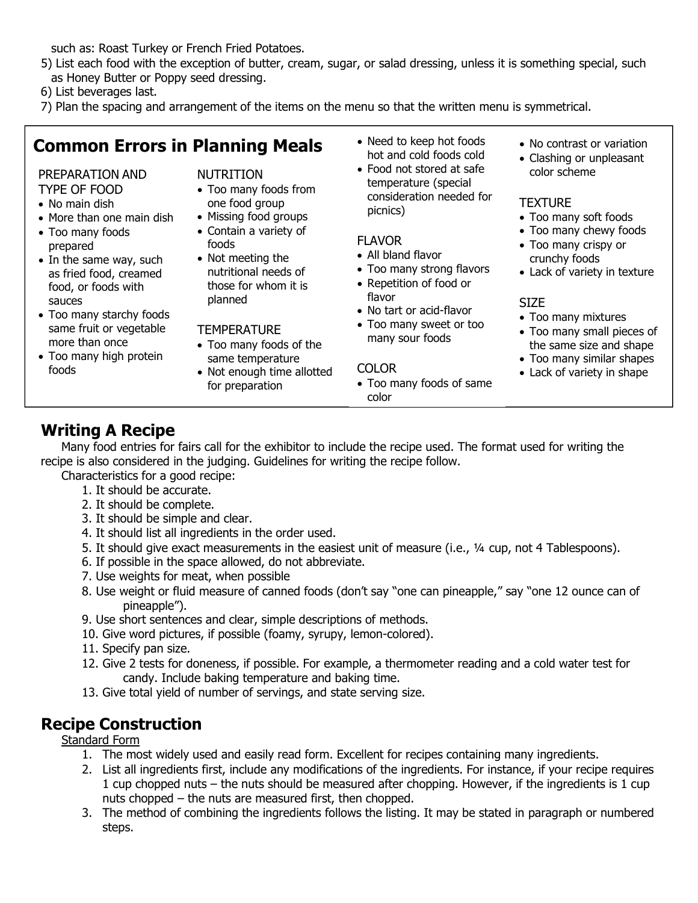such as: Roast Turkey or French Fried Potatoes.

5) List each food with the exception of butter, cream, sugar, or salad dressing, unless it is something special, such as Honey Butter or Poppy seed dressing.
6) List beverages last.
7) Plan the spacing and arrangement of the items on the menu so that the written menu is symmetrical.

## Common Errors in Planning Meals

PREPARATION AND TYPE OF FOOD
- No main dish
- More than one main dish
- Too many foods prepared
- In the same way, such as fried food, creamed food, or foods with sauces
- Too many starchy foods same fruit or vegetable more than once
- Too many high protein foods

NUTRITION
- Too many foods from one food group
- Missing food groups
- Contain a variety of foods
- Not meeting the nutritional needs of those for whom it is planned

TEMPERATURE
- Too many foods of the same temperature
- Not enough time allotted for preparation
- Need to keep hot foods hot and cold foods cold
- Food not stored at safe temperature (special consideration needed for picnics)

FLAVOR
- All bland flavor
- Too many strong flavors
- Repetition of food or flavor
- No tart or acid-flavor
- Too many sweet or too many sour foods

COLOR
- Too many foods of same color
- No contrast or variation
- Clashing or unpleasant color scheme

TEXTURE
- Too many soft foods
- Too many chewy foods
- Too many crispy or crunchy foods
- Lack of variety in texture

SIZE
- Too many mixtures
- Too many small pieces of the same size and shape
- Too many similar shapes
- Lack of variety in shape

## Writing A Recipe

Many food entries for fairs call for the exhibitor to include the recipe used. The format used for writing the recipe is also considered in the judging. Guidelines for writing the recipe follow.

Characteristics for a good recipe:

1. It should be accurate.
2. It should be complete.
3. It should be simple and clear.
4. It should list all ingredients in the order used.
5. It should give exact measurements in the easiest unit of measure (i.e., ¼ cup, not 4 Tablespoons).
6. If possible in the space allowed, do not abbreviate.
7. Use weights for meat, when possible
8. Use weight or fluid measure of canned foods (don't say "one can pineapple," say "one 12 ounce can of pineapple").
9. Use short sentences and clear, simple descriptions of methods.
10. Give word pictures, if possible (foamy, syrupy, lemon-colored).
11. Specify pan size.
12. Give 2 tests for doneness, if possible. For example, a thermometer reading and a cold water test for candy. Include baking temperature and baking time.
13. Give total yield of number of servings, and state serving size.

## Recipe Construction

Standard Form

1. The most widely used and easily read form. Excellent for recipes containing many ingredients.
2. List all ingredients first, include any modifications of the ingredients. For instance, if your recipe requires 1 cup chopped nuts – the nuts should be measured after chopping. However, if the ingredients is 1 cup nuts chopped – the nuts are measured first, then chopped.
3. The method of combining the ingredients follows the listing. It may be stated in paragraph or numbered steps.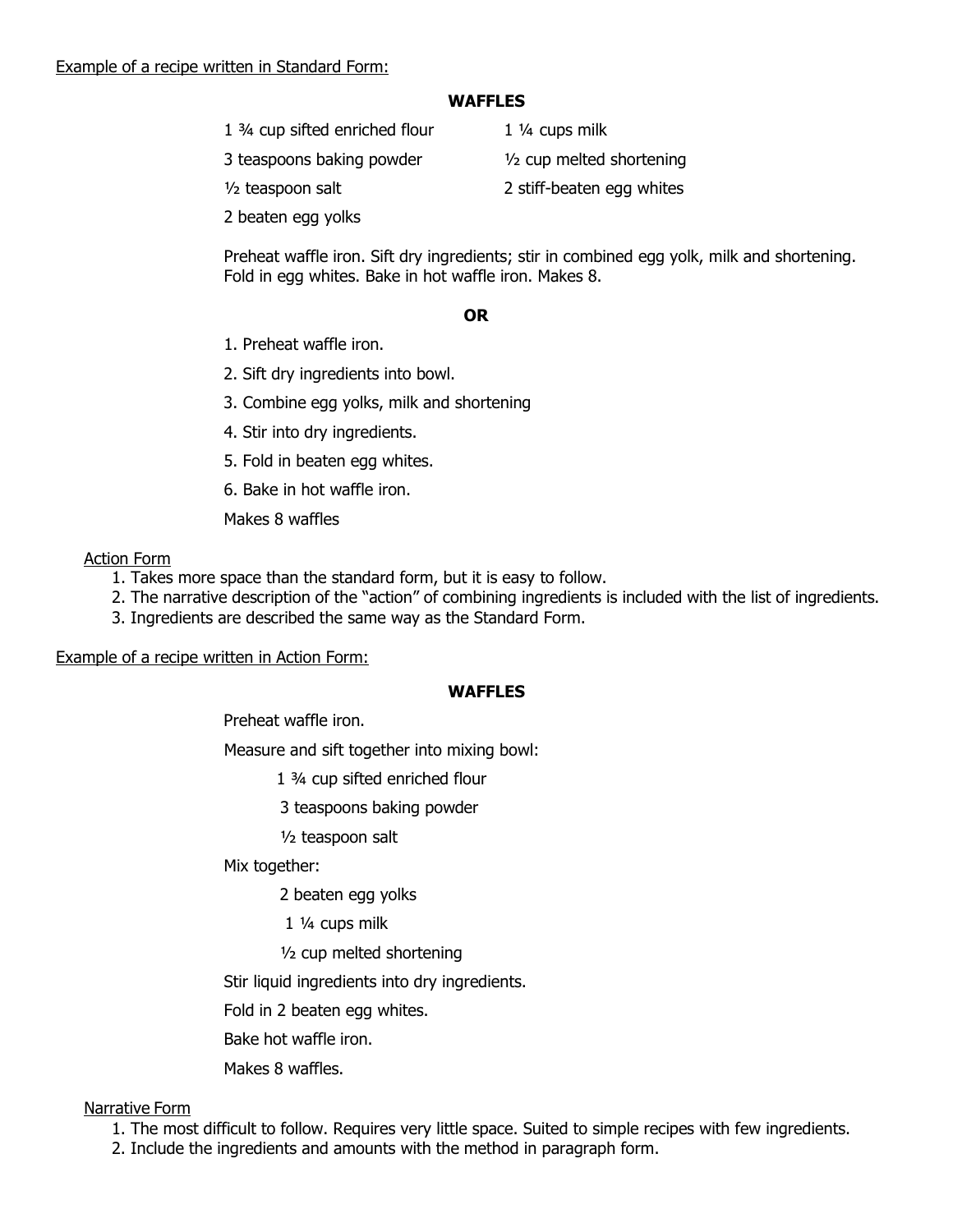Example of a recipe written in Standard Form:

**WAFFLES**

| | |
|---|---|
| 1 ¾ cup sifted enriched flour | 1 ¼ cups milk |
| 3 teaspoons baking powder | ½ cup melted shortening |
| ½ teaspoon salt | 2 stiff-beaten egg whites |
| 2 beaten egg yolks | |

Preheat waffle iron. Sift dry ingredients; stir in combined egg yolk, milk and shortening. Fold in egg whites. Bake in hot waffle iron. Makes 8.

**OR**

1. Preheat waffle iron.
2. Sift dry ingredients into bowl.
3. Combine egg yolks, milk and shortening
4. Stir into dry ingredients.
5. Fold in beaten egg whites.
6. Bake in hot waffle iron.

Makes 8 waffles

Action Form

1. Takes more space than the standard form, but it is easy to follow.
2. The narrative description of the "action" of combining ingredients is included with the list of ingredients.
3. Ingredients are described the same way as the Standard Form.

Example of a recipe written in Action Form:

**WAFFLES**

Preheat waffle iron.

Measure and sift together into mixing bowl:

- 1 ¾ cup sifted enriched flour
- 3 teaspoons baking powder
- ½ teaspoon salt

Mix together:

- 2 beaten egg yolks
- 1 ¼ cups milk
- ½ cup melted shortening

Stir liquid ingredients into dry ingredients.

Fold in 2 beaten egg whites.

Bake hot waffle iron.

Makes 8 waffles.

Narrative Form

1. The most difficult to follow. Requires very little space. Suited to simple recipes with few ingredients.
2. Include the ingredients and amounts with the method in paragraph form.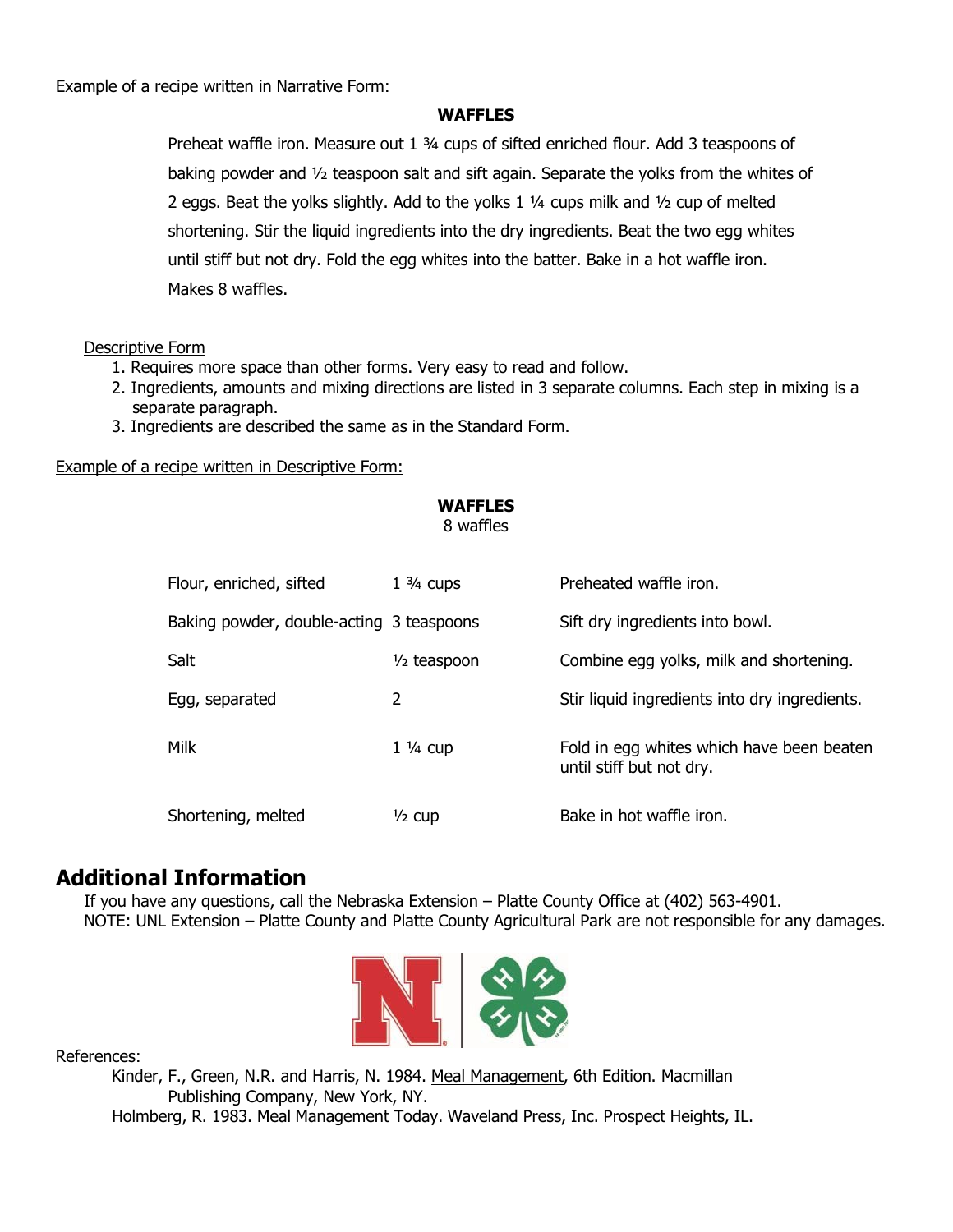Example of a recipe written in Narrative Form:

**WAFFLES**

Preheat waffle iron. Measure out 1 ¾ cups of sifted enriched flour. Add 3 teaspoons of baking powder and ½ teaspoon salt and sift again. Separate the yolks from the whites of 2 eggs. Beat the yolks slightly. Add to the yolks 1 ¼ cups milk and ½ cup of melted shortening. Stir the liquid ingredients into the dry ingredients. Beat the two egg whites until stiff but not dry. Fold the egg whites into the batter. Bake in a hot waffle iron. Makes 8 waffles.

Descriptive Form

1. Requires more space than other forms. Very easy to read and follow.
2. Ingredients, amounts and mixing directions are listed in 3 separate columns. Each step in mixing is a separate paragraph.
3. Ingredients are described the same as in the Standard Form.

Example of a recipe written in Descriptive Form:

**WAFFLES**
8 waffles

| | | |
|---|---|---|
| Flour, enriched, sifted | 1 ¾ cups | Preheated waffle iron. |
| Baking powder, double-acting | 3 teaspoons | Sift dry ingredients into bowl. |
| Salt | ½ teaspoon | Combine egg yolks, milk and shortening. |
| Egg, separated | 2 | Stir liquid ingredients into dry ingredients. |
| Milk | 1 ¼ cup | Fold in egg whites which have been beaten until stiff but not dry. |
| Shortening, melted | ½ cup | Bake in hot waffle iron. |

## Additional Information

If you have any questions, call the Nebraska Extension – Platte County Office at (402) 563-4901.
NOTE: UNL Extension – Platte County and Platte County Agricultural Park are not responsible for any damages.

References:

Kinder, F., Green, N.R. and Harris, N. 1984. Meal Management, 6th Edition. Macmillan Publishing Company, New York, NY.

Holmberg, R. 1983. Meal Management Today. Waveland Press, Inc. Prospect Heights, IL.